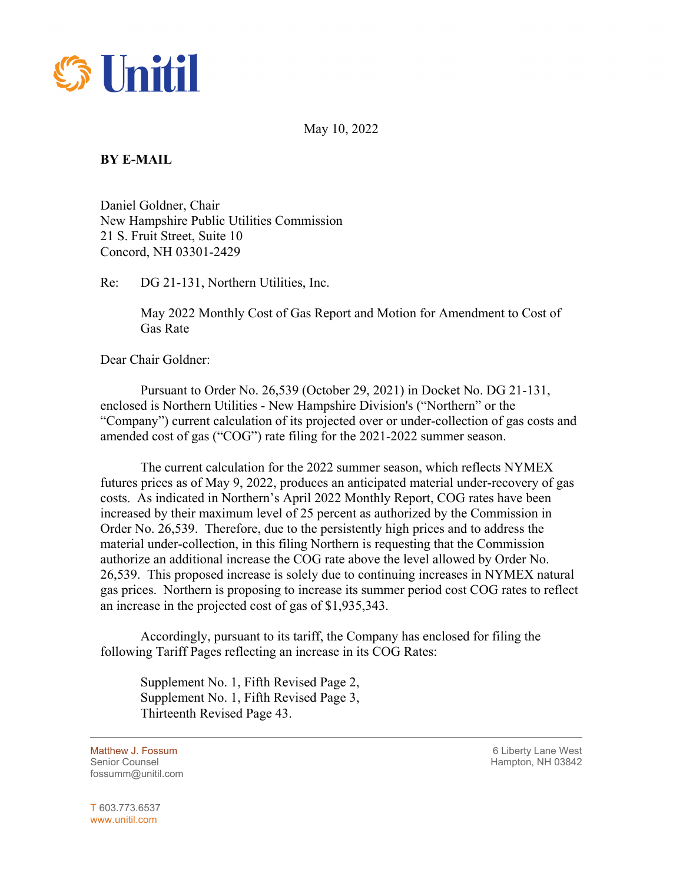Unitil

May 10, 2022

**BY E-MAIL**

Daniel Goldner, Chair
New Hampshire Public Utilities Commission
21 S. Fruit Street, Suite 10
Concord, NH 03301-2429

Re: DG 21-131, Northern Utilities, Inc.

May 2022 Monthly Cost of Gas Report and Motion for Amendment to Cost of Gas Rate

Dear Chair Goldner:

Pursuant to Order No. 26,539 (October 29, 2021) in Docket No. DG 21-131, enclosed is Northern Utilities - New Hampshire Division's ("Northern" or the "Company") current calculation of its projected over or under-collection of gas costs and amended cost of gas ("COG") rate filing for the 2021-2022 summer season.

The current calculation for the 2022 summer season, which reflects NYMEX futures prices as of May 9, 2022, produces an anticipated material under-recovery of gas costs. As indicated in Northern's April 2022 Monthly Report, COG rates have been increased by their maximum level of 25 percent as authorized by the Commission in Order No. 26,539. Therefore, due to the persistently high prices and to address the material under-collection, in this filing Northern is requesting that the Commission authorize an additional increase the COG rate above the level allowed by Order No. 26,539. This proposed increase is solely due to continuing increases in NYMEX natural gas prices. Northern is proposing to increase its summer period cost COG rates to reflect an increase in the projected cost of gas of $1,935,343.

Accordingly, pursuant to its tariff, the Company has enclosed for filing the following Tariff Pages reflecting an increase in its COG Rates:

Supplement No. 1, Fifth Revised Page 2,
Supplement No. 1, Fifth Revised Page 3,
Thirteenth Revised Page 43.

Matthew J. Fossum
Senior Counsel
fossumm@unitil.com

T 603.773.6537
www.unitil.com

6 Liberty Lane West
Hampton, NH 03842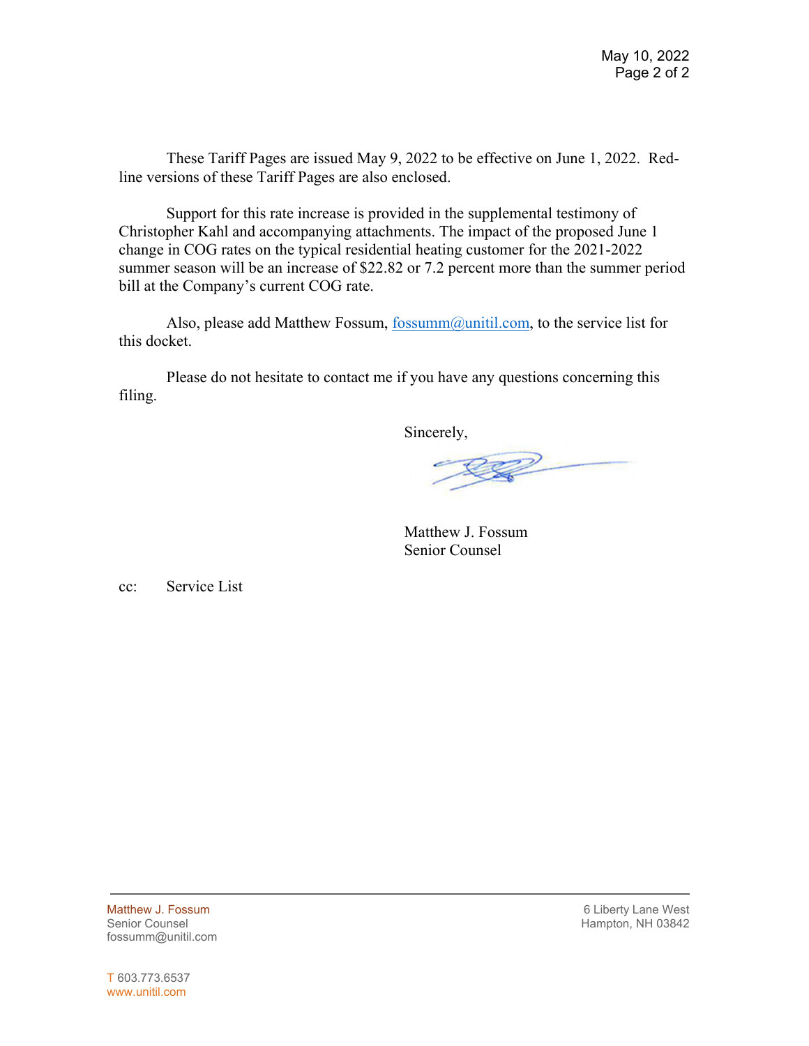These Tariff Pages are issued May 9, 2022 to be effective on June 1, 2022. Red-line versions of these Tariff Pages are also enclosed.

Support for this rate increase is provided in the supplemental testimony of Christopher Kahl and accompanying attachments. The impact of the proposed June 1 change in COG rates on the typical residential heating customer for the 2021-2022 summer season will be an increase of $22.82 or 7.2 percent more than the summer period bill at the Company's current COG rate.

Also, please add Matthew Fossum, fossumm@unitil.com, to the service list for this docket.

Please do not hesitate to contact me if you have any questions concerning this filing.

Sincerely,

Matthew J. Fossum
Senior Counsel

cc: Service List

Matthew J. Fossum
Senior Counsel
fossumm@unitil.com

6 Liberty Lane West
Hampton, NH 03842

T 603.773.6537
www.unitil.com